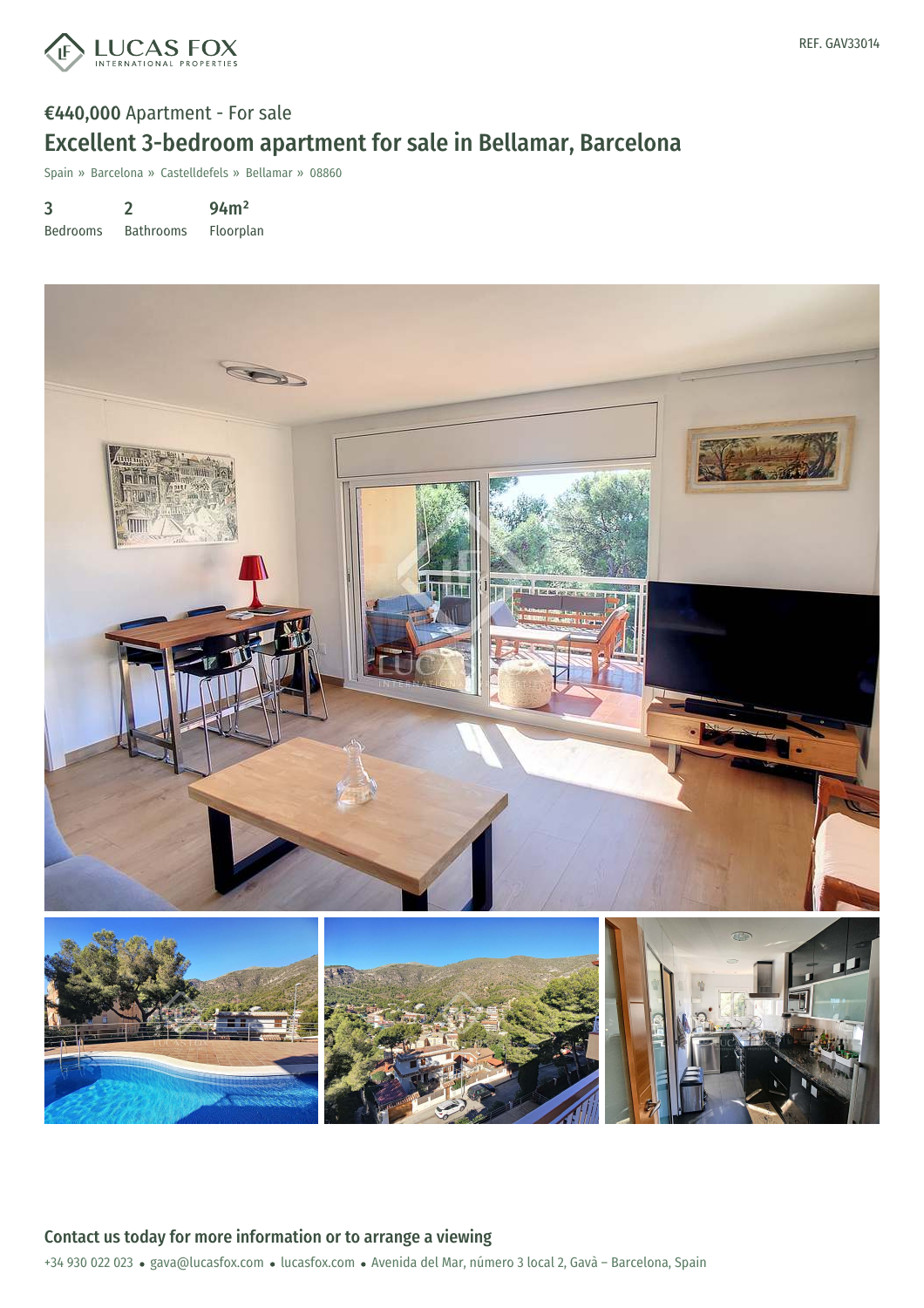REF. GAV33014

**€440,000** Apartment - For sale

# Excellent 3-bedroom apartment for sale in Bellamar, Barcelona

Spain » Barcelona » Castelldefels » Bellamar » 08860

| 3 | 2 | 94m² |
|---|---|---|
| Bedrooms | Bathrooms | Floorplan |

## Contact us today for more information or to arrange a viewing

+34 930 022 023 • gava@lucasfox.com • lucasfox.com • Avenida del Mar, número 3 local 2, Gavà – Barcelona, Spain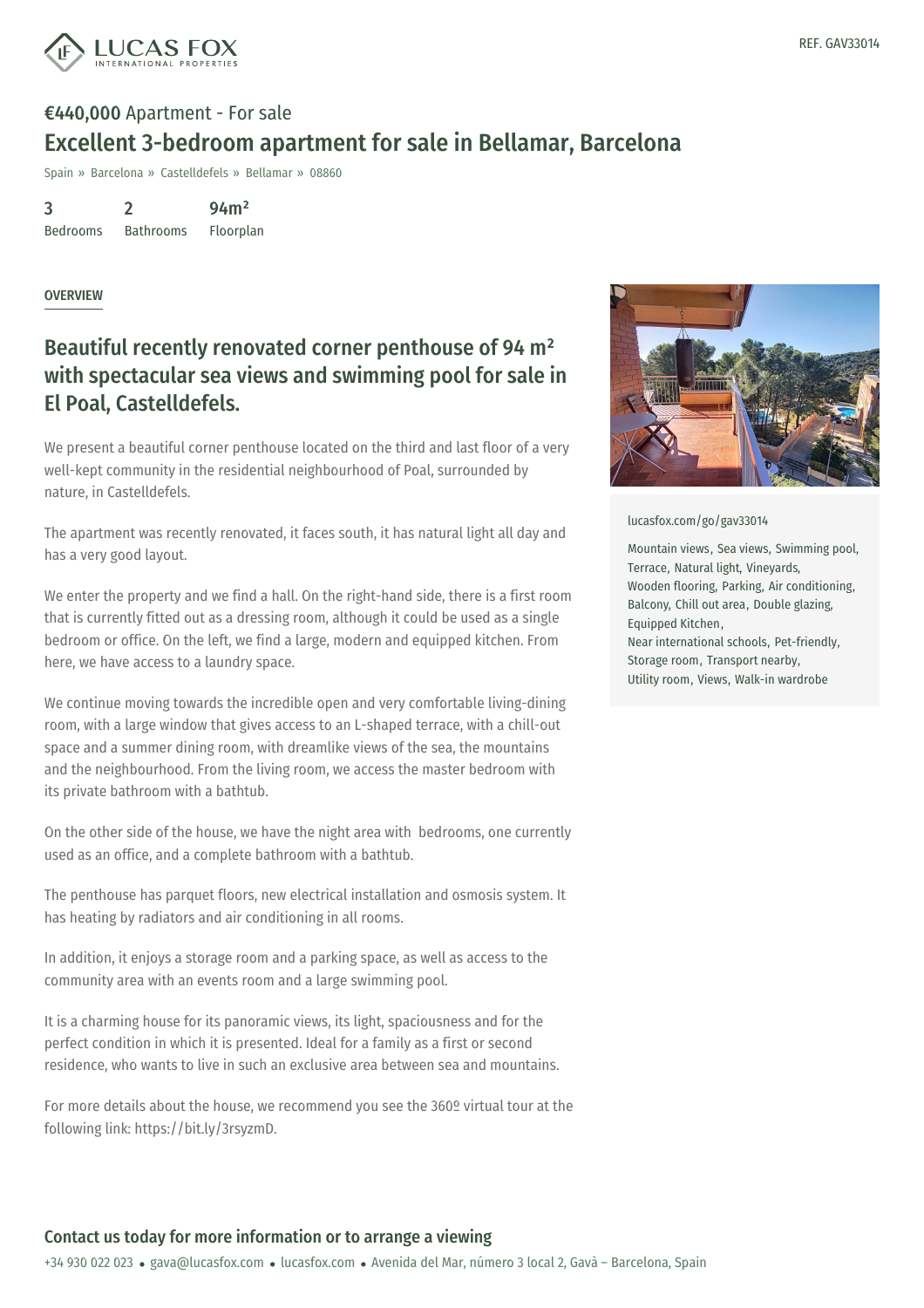REF. GAV33014

**€440,000** Apartment - For sale

# Excellent 3-bedroom apartment for sale in Bellamar, Barcelona

Spain » Barcelona » Castelldefels » Bellamar » 08860

| 3 | 2 | 94m² |
| --- | --- | --- |
| Bedrooms | Bathrooms | Floorplan |

OVERVIEW

## Beautiful recently renovated corner penthouse of 94 m² with spectacular sea views and swimming pool for sale in El Poal, Castelldefels.

We present a beautiful corner penthouse located on the third and last floor of a very well-kept community in the residential neighbourhood of Poal, surrounded by nature, in Castelldefels.

The apartment was recently renovated, it faces south, it has natural light all day and has a very good layout.

We enter the property and we find a hall. On the right-hand side, there is a first room that is currently fitted out as a dressing room, although it could be used as a single bedroom or office. On the left, we find a large, modern and equipped kitchen. From here, we have access to a laundry space.

We continue moving towards the incredible open and very comfortable living-dining room, with a large window that gives access to an L-shaped terrace, with a chill-out space and a summer dining room, with dreamlike views of the sea, the mountains and the neighbourhood. From the living room, we access the master bedroom with its private bathroom with a bathtub.

On the other side of the house, we have the night area with bedrooms, one currently used as an office, and a complete bathroom with a bathtub.

The penthouse has parquet floors, new electrical installation and osmosis system. It has heating by radiators and air conditioning in all rooms.

In addition, it enjoys a storage room and a parking space, as well as access to the community area with an events room and a large swimming pool.

It is a charming house for its panoramic views, its light, spaciousness and for the perfect condition in which it is presented. Ideal for a family as a first or second residence, who wants to live in such an exclusive area between sea and mountains.

For more details about the house, we recommend you see the 360º virtual tour at the following link: https://bit.ly/3rsyzmD.

lucasfox.com/go/gav33014

Mountain views, Sea views, Swimming pool, Terrace, Natural light, Vineyards, Wooden flooring, Parking, Air conditioning, Balcony, Chill out area, Double glazing, Equipped Kitchen, Near international schools, Pet-friendly, Storage room, Transport nearby, Utility room, Views, Walk-in wardrobe

## Contact us today for more information or to arrange a viewing

+34 930 022 023 • gava@lucasfox.com • lucasfox.com • Avenida del Mar, número 3 local 2, Gavà – Barcelona, Spain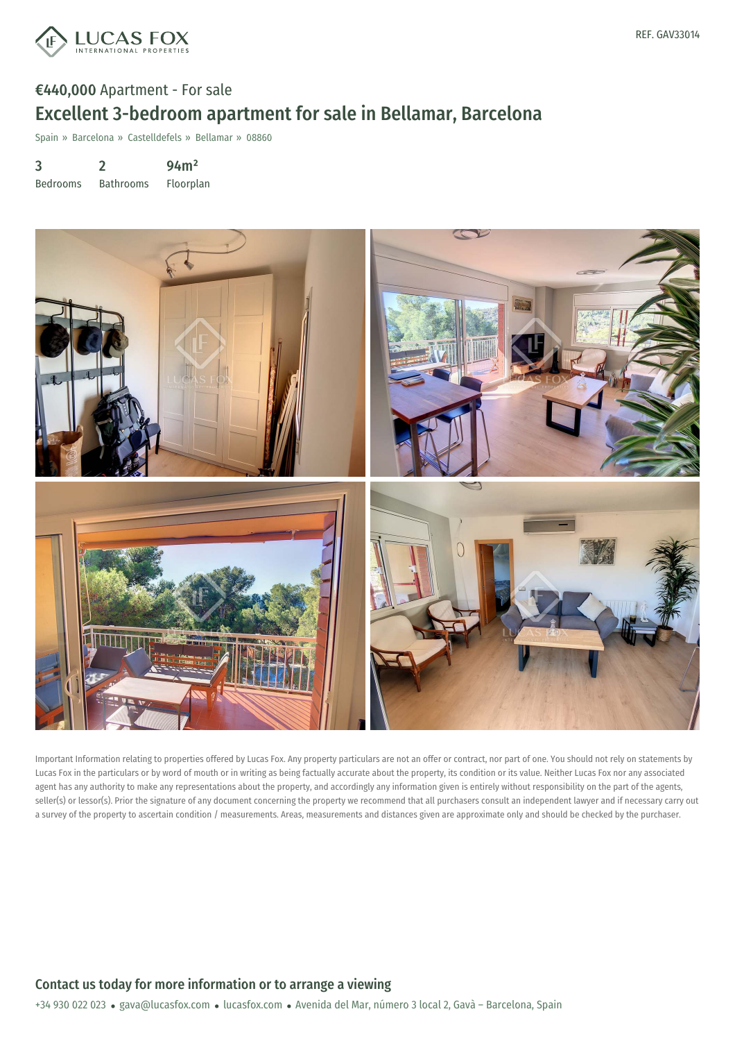REF. GAV33014

**€440,000** Apartment - For sale

# Excellent 3-bedroom apartment for sale in Bellamar, Barcelona

Spain » Barcelona » Castelldefels » Bellamar » 08860

| 3 | 2 | 94m² |
|---|---|---|
| Bedrooms | Bathrooms | Floorplan |

Important Information relating to properties offered by Lucas Fox. Any property particulars are not an offer or contract, nor part of one. You should not rely on statements by Lucas Fox in the particulars or by word of mouth or in writing as being factually accurate about the property, its condition or its value. Neither Lucas Fox nor any associated agent has any authority to make any representations about the property, and accordingly any information given is entirely without responsibility on the part of the agents, seller(s) or lessor(s). Prior the signature of any document concerning the property we recommend that all purchasers consult an independent lawyer and if necessary carry out a survey of the property to ascertain condition / measurements. Areas, measurements and distances given are approximate only and should be checked by the purchaser.

## Contact us today for more information or to arrange a viewing

+34 930 022 023 • gava@lucasfox.com • lucasfox.com • Avenida del Mar, número 3 local 2, Gavà – Barcelona, Spain